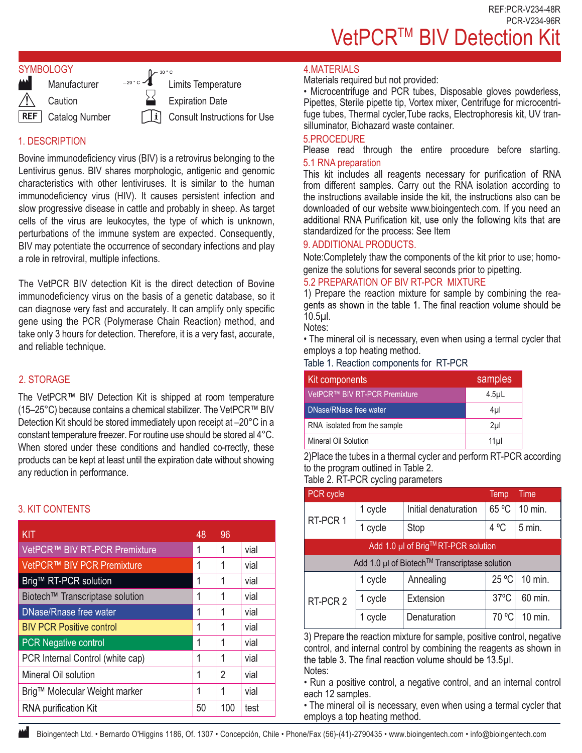REF:PCR-V234-48R
PCR-V234-96R

# VetPCR™ BIV Detection Kit

## SYMBOLOGY

| Symbol | Meaning | Symbol | Meaning |
|---|---|---|---|
| | Manufacturer | –20 °C / 30 °C | Limits Temperature |
| | Caution | | Expiration Date |
| REF | Catalog Number | | Consult Instructions for Use |

## 1. DESCRIPTION

Bovine immunodeficiency virus (BIV) is a retrovirus belonging to the Lentivirus genus. BIV shares morphologic, antigenic and genomic characteristics with other lentiviruses. It is similar to the human immunodeficiency virus (HIV). It causes persistent infection and slow progressive disease in cattle and probably in sheep. As target cells of the virus are leukocytes, the type of which is unknown, perturbations of the immune system are expected. Consequently, BIV may potentiate the occurrence of secondary infections and play a role in retroviral, multiple infections.

The VetPCR BIV detection Kit is the direct detection of Bovine immunodeficiency virus on the basis of a genetic database, so it can diagnose very fast and accurately. It can amplify only specific gene using the PCR (Polymerase Chain Reaction) method, and take only 3 hours for detection. Therefore, it is a very fast, accurate, and reliable technique.

## 2. STORAGE

The VetPCR™ BIV Detection Kit is shipped at room temperature (15–25°C) because contains a chemical stabilizer. The VetPCR™ BIV Detection Kit should be stored immediately upon receipt at –20°C in a constant temperature freezer. For routine use should be stored al 4°C. When stored under these conditions and handled co-rrectly, these products can be kept at least until the expiration date without showing any reduction in performance.

## 3. KIT CONTENTS

| KIT | 48 | 96 | |
|---|---|---|---|
| VetPCR™ BIV RT-PCR Premixture | 1 | 1 | vial |
| VetPCR™ BIV PCR Premixture | 1 | 1 | vial |
| Brig™ RT-PCR solution | 1 | 1 | vial |
| Biotech™ Transcriptase solution | 1 | 1 | vial |
| DNase/Rnase free water | 1 | 1 | vial |
| BIV PCR Positive control | 1 | 1 | vial |
| PCR Negative control | 1 | 1 | vial |
| PCR Internal Control (white cap) | 1 | 1 | vial |
| Mineral Oil solution | 1 | 2 | vial |
| Brig™ Molecular Weight marker | 1 | 1 | vial |
| RNA purification Kit | 50 | 100 | test |

## 4.MATERIALS

Materials required but not provided:

- Microcentrifuge and PCR tubes, Disposable gloves powderless, Pipettes, Sterile pipette tip, Vortex mixer, Centrifuge for microcentrifuge tubes, Thermal cycler,Tube racks, Electrophoresis kit, UV transilluminator, Biohazard waste container.

## 5.PROCEDURE

Please read through the entire procedure before starting.

### 5.1 RNA preparation

This kit includes all reagents necessary for purification of RNA from different samples. Carry out the RNA isolation according to the instructions available inside the kit, the instructions also can be downloaded of our website www.bioingentech.com. If you need an additional RNA Purification kit, use only the following kits that are standardized for the process: See Item

9. ADDITIONAL PRODUCTS.

Note:Completely thaw the components of the kit prior to use; homogenize the solutions for several seconds prior to pipetting.

### 5.2 PREPARATION OF BIV RT-PCR MIXTURE

1) Prepare the reaction mixture for sample by combining the reagents as shown in the table 1. The final reaction volume should be 10.5µl.

Notes:

- The mineral oil is necessary, even when using a termal cycler that employs a top heating method.

Table 1. Reaction components for RT-PCR

| Kit components | samples |
|---|---|
| VetPCR™ BIV RT-PCR Premixture | 4.5µL |
| DNase/RNase free water | 4µl |
| RNA isolated from the sample | 2µl |
| Mineral Oil Solution | 11µl |

2)Place the tubes in a thermal cycler and perform RT-PCR according to the program outlined in Table 2.

Table 2. RT-PCR cycling parameters

| PCR cycle | | | Temp | Time |
|---|---|---|---|---|
| RT-PCR 1 | 1 cycle | Initial denaturation | 65 ºC | 10 min. |
| | 1 cycle | Stop | 4 ºC | 5 min. |
| Add 1.0 µl of Brig™ RT-PCR solution | | | | |
| Add 1.0 µl of Biotech™ Transcriptase solution | | | | |
| RT-PCR 2 | 1 cycle | Annealing | 25 ºC | 10 min. |
| | 1 cycle | Extension | 37ºC | 60 min. |
| | 1 cycle | Denaturation | 70 ºC | 10 min. |

3) Prepare the reaction mixture for sample, positive control, negative control, and internal control by combining the reagents as shown in the table 3. The final reaction volume should be 13.5µl.

Notes:

- Run a positive control, a negative control, and an internal control each 12 samples.
- The mineral oil is necessary, even when using a termal cycler that employs a top heating method.

Bioingentech Ltd. • Bernardo O'Higgins 1186, Of. 1307 • Concepción, Chile • Phone/Fax (56)-(41)-2790435 • www.bioingentech.com • info@bioingentech.com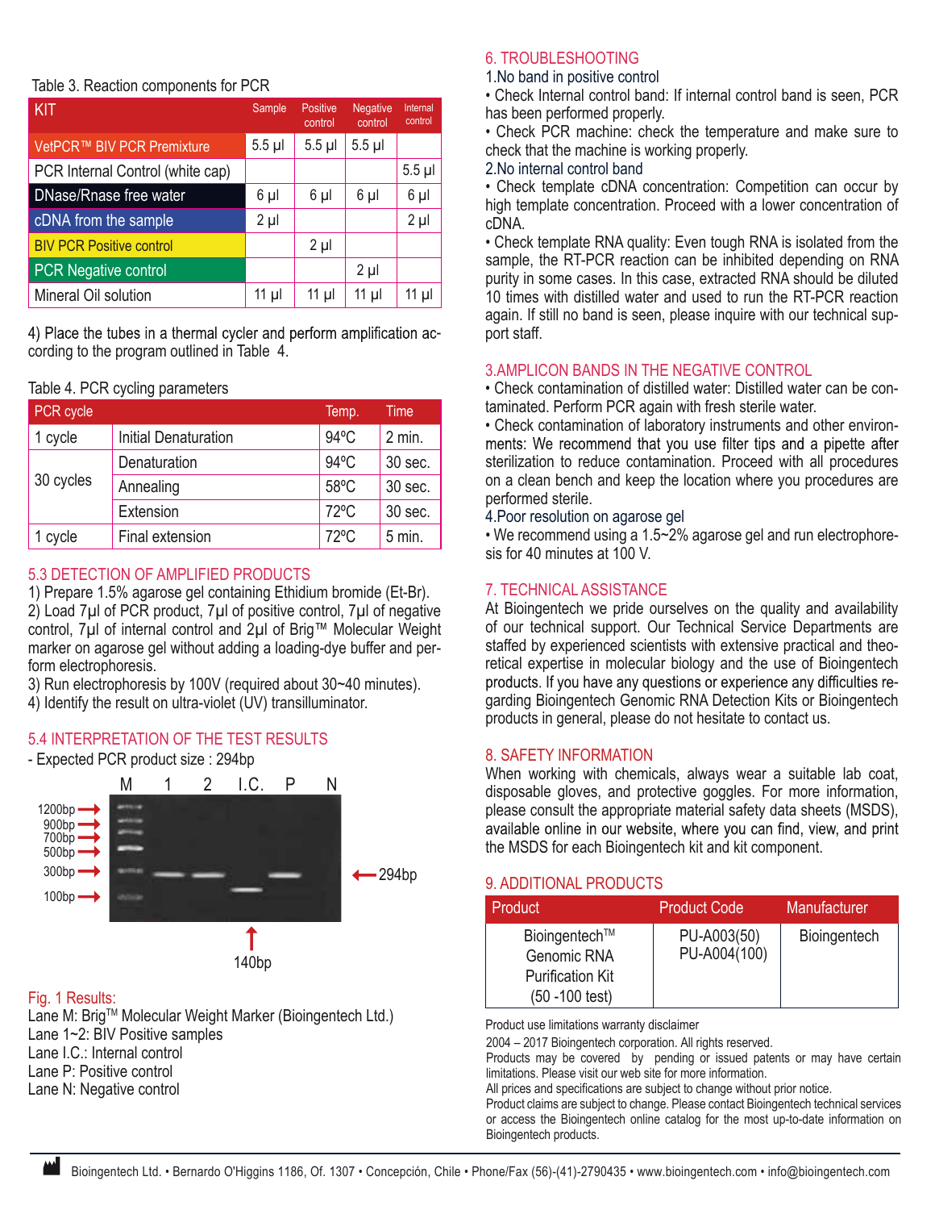Table 3. Reaction components for PCR

| KIT | Sample | Positive control | Negative control | Internal control |
|---|---|---|---|---|
| VetPCR™ BIV PCR Premixture | 5.5 µl | 5.5 µl | 5.5 µl | |
| PCR Internal Control (white cap) | | | | 5.5 µl |
| DNase/Rnase free water | 6 µl | 6 µl | 6 µl | 6 µl |
| cDNA from the sample | 2 µl | | | 2 µl |
| BIV PCR Positive control | | 2 µl | | |
| PCR Negative control | | | 2 µl | |
| Mineral Oil solution | 11 µl | 11 µl | 11 µl | 11 µl |

4) Place the tubes in a thermal cycler and perform amplification according to the program outlined in Table 4.

Table 4. PCR cycling parameters

| PCR cycle | | Temp. | Time |
|---|---|---|---|
| 1 cycle | Initial Denaturation | 94ºC | 2 min. |
| 30 cycles | Denaturation | 94ºC | 30 sec. |
| | Annealing | 58ºC | 30 sec. |
| | Extension | 72ºC | 30 sec. |
| 1 cycle | Final extension | 72ºC | 5 min. |

## 5.3 DETECTION OF AMPLIFIED PRODUCTS

1) Prepare 1.5% agarose gel containing Ethidium bromide (Et-Br).
2) Load 7µl of PCR product, 7µl of positive control, 7µl of negative control, 7µl of internal control and 2µl of Brig™ Molecular Weight marker on agarose gel without adding a loading-dye buffer and perform electrophoresis.
3) Run electrophoresis by 100V (required about 30~40 minutes).
4) Identify the result on ultra-violet (UV) transillumінator.

## 5.4 INTERPRETATION OF THE TEST RESULTS

- Expected PCR product size : 294bp

M 1 2 I.C. P N
1200bp
900bp
700bp
500bp
300bp
100bp
294bp
140bp

Fig. 1 Results:
Lane M: Brig™ Molecular Weight Marker (Bioingentech Ltd.)
Lane 1~2: BIV Positive samples
Lane I.C.: Internal control
Lane P: Positive control
Lane N: Negative control

## 6. TROUBLESHOOTING

### 1.No band in positive control

• Check Internal control band: If internal control band is seen, PCR has been performed properly.
• Check PCR machine: check the temperature and make sure to check that the machine is working properly.

### 2.No internal control band

• Check template cDNA concentration: Competition can occur by high template concentration. Proceed with a lower concentration of cDNA.
• Check template RNA quality: Even tough RNA is isolated from the sample, the RT-PCR reaction can be inhibited depending on RNA purity in some cases. In this case, extracted RNA should be diluted 10 times with distilled water and used to run the RT-PCR reaction again. If still no band is seen, please inquire with our technical support staff.

### 3.AMPLICON BANDS IN THE NEGATIVE CONTROL

• Check contamination of distilled water: Distilled water can be contaminated. Perform PCR again with fresh sterile water.
• Check contamination of laboratory instruments and other environments: We recommend that you use filter tips and a pipette after sterilization to reduce contamination. Proceed with all procedures on a clean bench and keep the location where you procedures are performed sterile.

### 4.Poor resolution on agarose gel

• We recommend using a 1.5~2% agarose gel and run electrophoresis for 40 minutes at 100 V.

## 7. TECHNICAL ASSISTANCE

At Bioingentech we pride ourselves on the quality and availability of our technical support. Our Technical Service Departments are staffed by experienced scientists with extensive practical and theoretical expertise in molecular biology and the use of Bioingentech products. If you have any questions or experience any difficulties regarding Bioingentech Genomic RNA Detection Kits or Bioingentech products in general, please do not hesitate to contact us.

## 8. SAFETY INFORMATION

When working with chemicals, always wear a suitable lab coat, disposable gloves, and protective goggles. For more information, please consult the appropriate material safety data sheets (MSDS), available online in our website, where you can find, view, and print the MSDS for each Bioingentech kit and kit component.

## 9. ADDITIONAL PRODUCTS

| Product | Product Code | Manufacturer |
|---|---|---|
| Bioingentech™ Genomic RNA Purification Kit (50 -100 test) | PU-A003(50) PU-A004(100) | Bioingentech |

Product use limitations warranty disclaimer
2004 – 2017 Bioingentech corporation. All rights reserved.
Products may be covered by pending or issued patents or may have certain limitations. Please visit our web site for more information.
All prices and specifications are subject to change without prior notice.
Product claims are subject to change. Please contact Bioingentech technical services or access the Bioingentech online catalog for the most up-to-date information on Bioingentech products.

Bioingentech Ltd. • Bernardo O'Higgins 1186, Of. 1307 • Concepción, Chile • Phone/Fax (56)-(41)-2790435 • www.bioingentech.com • info@bioingentech.com